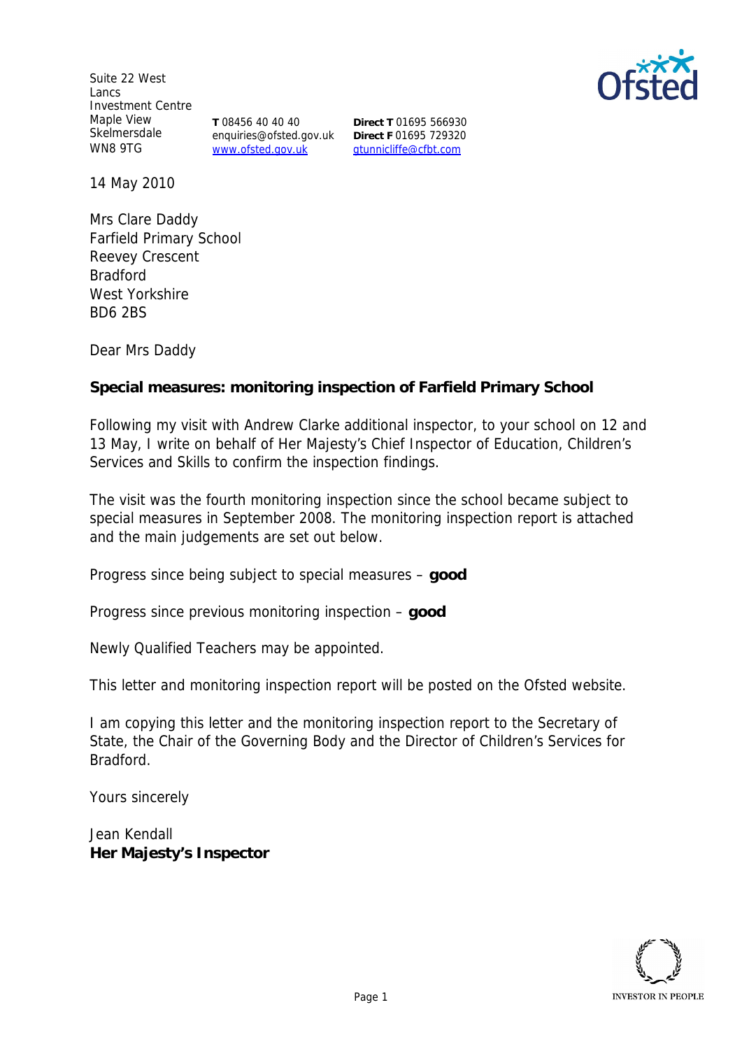Suite 22 West Lancs Investment Centre
Maple View
Skelmersdale
WN8 9TG

**T** 08456 40 40 40
enquiries@ofsted.gov.uk
www.ofsted.gov.uk

**Direct T** 01695 566930
**Direct F** 01695 729320
gtunnicliffe@cfbt.com

14 May 2010

Mrs Clare Daddy
Farfield Primary School
Reevey Crescent
Bradford
West Yorkshire
BD6 2BS

Dear Mrs Daddy

**Special measures: monitoring inspection of Farfield Primary School**

Following my visit with Andrew Clarke additional inspector, to your school on 12 and 13 May, I write on behalf of Her Majesty's Chief Inspector of Education, Children's Services and Skills to confirm the inspection findings.

The visit was the fourth monitoring inspection since the school became subject to special measures in September 2008. The monitoring inspection report is attached and the main judgements are set out below.

Progress since being subject to special measures – **good**

Progress since previous monitoring inspection – **good**

Newly Qualified Teachers may be appointed.

This letter and monitoring inspection report will be posted on the Ofsted website.

I am copying this letter and the monitoring inspection report to the Secretary of State, the Chair of the Governing Body and the Director of Children's Services for Bradford.

Yours sincerely

Jean Kendall
**Her Majesty's Inspector**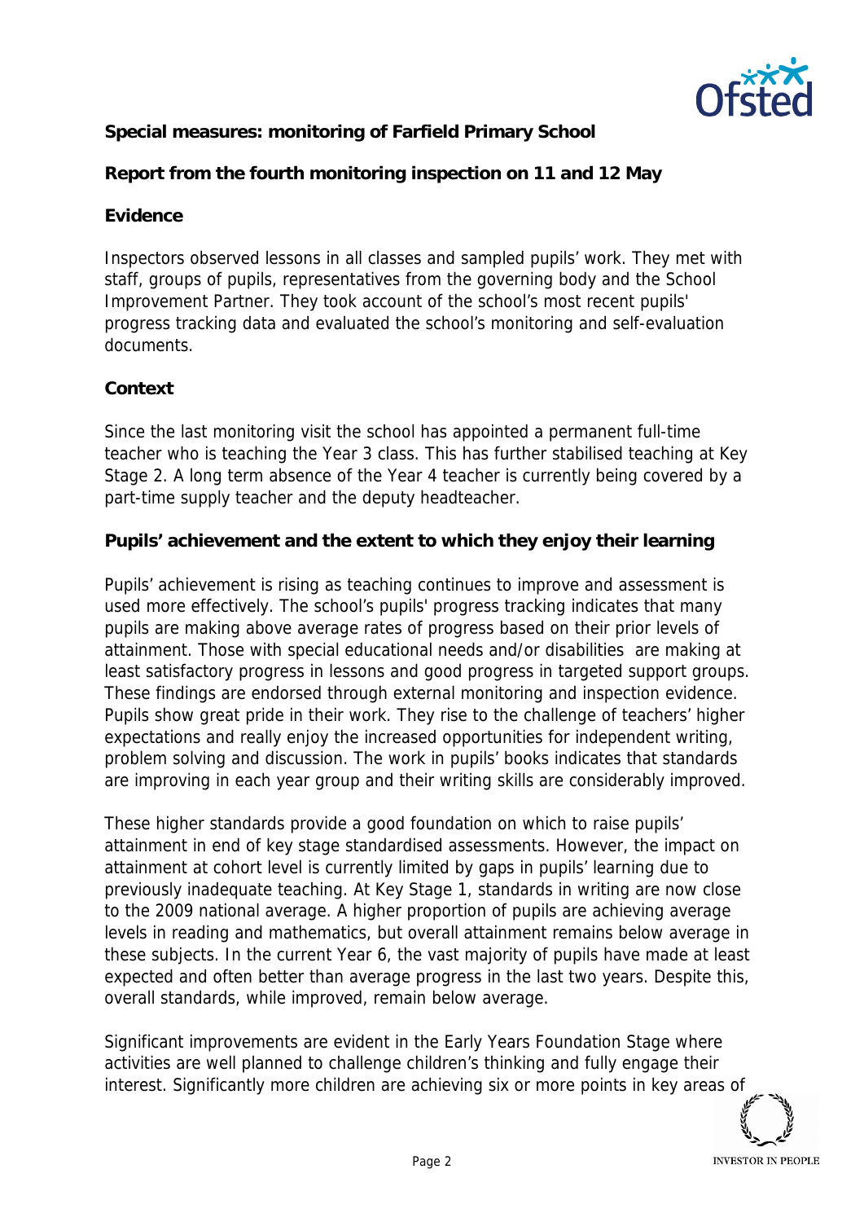**Special measures: monitoring of Farfield Primary School**

**Report from the fourth monitoring inspection on 11 and 12 May**

**Evidence**

Inspectors observed lessons in all classes and sampled pupils' work. They met with staff, groups of pupils, representatives from the governing body and the School Improvement Partner. They took account of the school's most recent pupils' progress tracking data and evaluated the school's monitoring and self-evaluation documents.

**Context**

Since the last monitoring visit the school has appointed a permanent full-time teacher who is teaching the Year 3 class. This has further stabilised teaching at Key Stage 2. A long term absence of the Year 4 teacher is currently being covered by a part-time supply teacher and the deputy headteacher.

**Pupils' achievement and the extent to which they enjoy their learning**

Pupils' achievement is rising as teaching continues to improve and assessment is used more effectively. The school's pupils' progress tracking indicates that many pupils are making above average rates of progress based on their prior levels of attainment. Those with special educational needs and/or disabilities are making at least satisfactory progress in lessons and good progress in targeted support groups. These findings are endorsed through external monitoring and inspection evidence. Pupils show great pride in their work. They rise to the challenge of teachers' higher expectations and really enjoy the increased opportunities for independent writing, problem solving and discussion. The work in pupils' books indicates that standards are improving in each year group and their writing skills are considerably improved.

These higher standards provide a good foundation on which to raise pupils' attainment in end of key stage standardised assessments. However, the impact on attainment at cohort level is currently limited by gaps in pupils' learning due to previously inadequate teaching. At Key Stage 1, standards in writing are now close to the 2009 national average. A higher proportion of pupils are achieving average levels in reading and mathematics, but overall attainment remains below average in these subjects. In the current Year 6, the vast majority of pupils have made at least expected and often better than average progress in the last two years. Despite this, overall standards, while improved, remain below average.

Significant improvements are evident in the Early Years Foundation Stage where activities are well planned to challenge children's thinking and fully engage their interest. Significantly more children are achieving six or more points in key areas of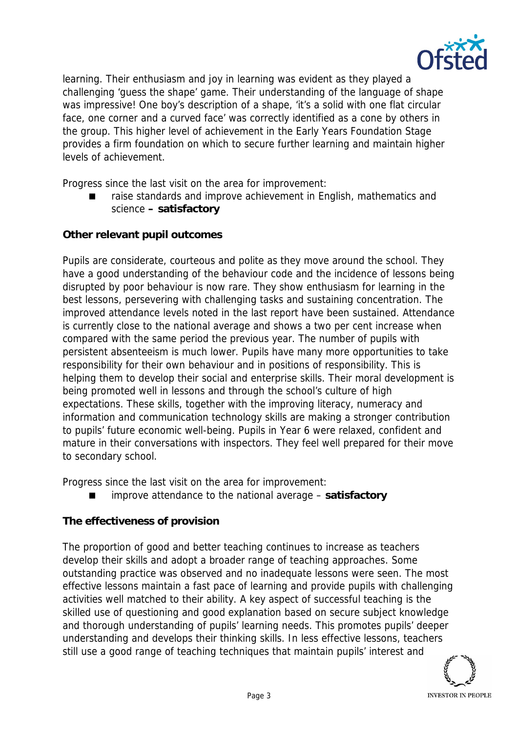learning. Their enthusiasm and joy in learning was evident as they played a challenging 'guess the shape' game. Their understanding of the language of shape was impressive! One boy's description of a shape, 'it's a solid with one flat circular face, one corner and a curved face' was correctly identified as a cone by others in the group. This higher level of achievement in the Early Years Foundation Stage provides a firm foundation on which to secure further learning and maintain higher levels of achievement.

Progress since the last visit on the area for improvement:

- raise standards and improve achievement in English, mathematics and science **– satisfactory**

**Other relevant pupil outcomes**

Pupils are considerate, courteous and polite as they move around the school. They have a good understanding of the behaviour code and the incidence of lessons being disrupted by poor behaviour is now rare. They show enthusiasm for learning in the best lessons, persevering with challenging tasks and sustaining concentration. The improved attendance levels noted in the last report have been sustained. Attendance is currently close to the national average and shows a two per cent increase when compared with the same period the previous year. The number of pupils with persistent absenteeism is much lower. Pupils have many more opportunities to take responsibility for their own behaviour and in positions of responsibility. This is helping them to develop their social and enterprise skills. Their moral development is being promoted well in lessons and through the school's culture of high expectations. These skills, together with the improving literacy, numeracy and information and communication technology skills are making a stronger contribution to pupils' future economic well-being. Pupils in Year 6 were relaxed, confident and mature in their conversations with inspectors. They feel well prepared for their move to secondary school.

Progress since the last visit on the area for improvement:

- improve attendance to the national average – **satisfactory**

**The effectiveness of provision**

The proportion of good and better teaching continues to increase as teachers develop their skills and adopt a broader range of teaching approaches. Some outstanding practice was observed and no inadequate lessons were seen. The most effective lessons maintain a fast pace of learning and provide pupils with challenging activities well matched to their ability. A key aspect of successful teaching is the skilled use of questioning and good explanation based on secure subject knowledge and thorough understanding of pupils' learning needs. This promotes pupils' deeper understanding and develops their thinking skills. In less effective lessons, teachers still use a good range of teaching techniques that maintain pupils' interest and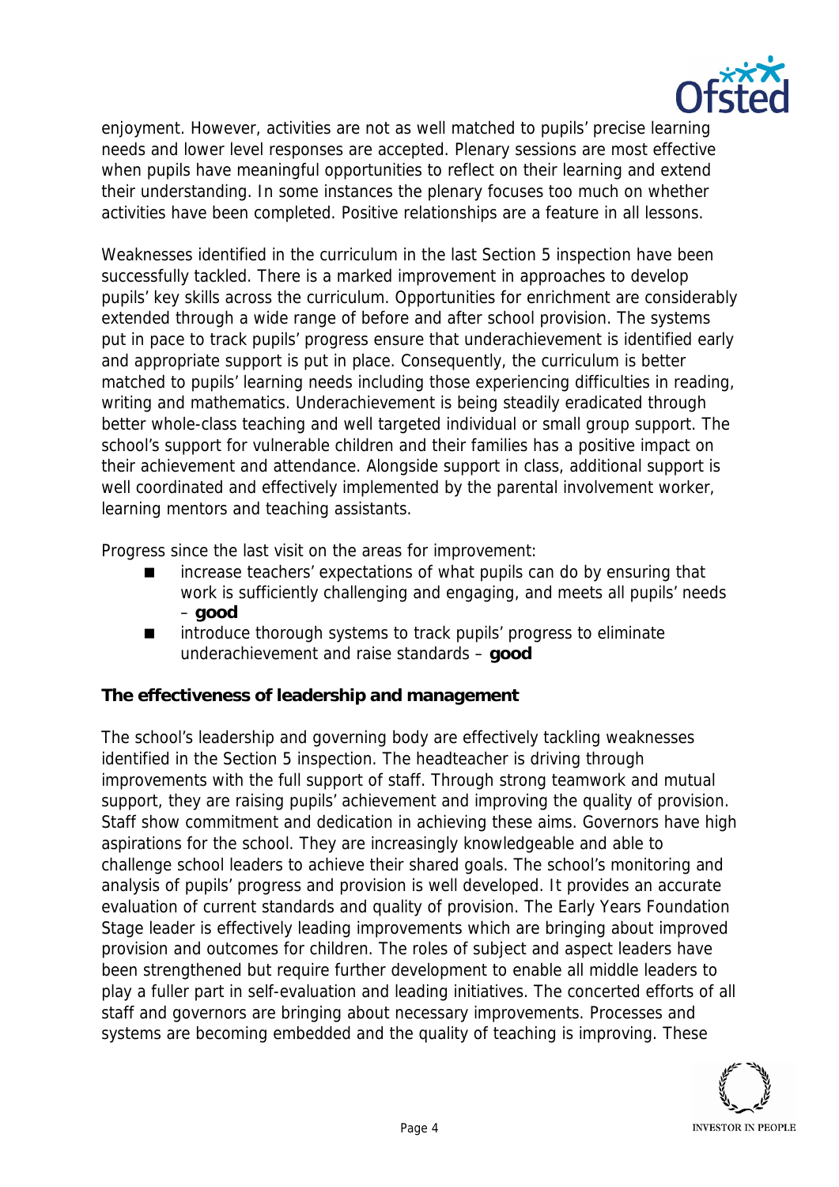enjoyment. However, activities are not as well matched to pupils' precise learning needs and lower level responses are accepted. Plenary sessions are most effective when pupils have meaningful opportunities to reflect on their learning and extend their understanding. In some instances the plenary focuses too much on whether activities have been completed. Positive relationships are a feature in all lessons.

Weaknesses identified in the curriculum in the last Section 5 inspection have been successfully tackled. There is a marked improvement in approaches to develop pupils' key skills across the curriculum. Opportunities for enrichment are considerably extended through a wide range of before and after school provision. The systems put in pace to track pupils' progress ensure that underachievement is identified early and appropriate support is put in place. Consequently, the curriculum is better matched to pupils' learning needs including those experiencing difficulties in reading, writing and mathematics. Underachievement is being steadily eradicated through better whole-class teaching and well targeted individual or small group support. The school's support for vulnerable children and their families has a positive impact on their achievement and attendance. Alongside support in class, additional support is well coordinated and effectively implemented by the parental involvement worker, learning mentors and teaching assistants.

Progress since the last visit on the areas for improvement:

- increase teachers' expectations of what pupils can do by ensuring that work is sufficiently challenging and engaging, and meets all pupils' needs – **good**
- introduce thorough systems to track pupils' progress to eliminate underachievement and raise standards – **good**

**The effectiveness of leadership and management**

The school's leadership and governing body are effectively tackling weaknesses identified in the Section 5 inspection. The headteacher is driving through improvements with the full support of staff. Through strong teamwork and mutual support, they are raising pupils' achievement and improving the quality of provision. Staff show commitment and dedication in achieving these aims. Governors have high aspirations for the school. They are increasingly knowledgeable and able to challenge school leaders to achieve their shared goals. The school's monitoring and analysis of pupils' progress and provision is well developed. It provides an accurate evaluation of current standards and quality of provision. The Early Years Foundation Stage leader is effectively leading improvements which are bringing about improved provision and outcomes for children. The roles of subject and aspect leaders have been strengthened but require further development to enable all middle leaders to play a fuller part in self-evaluation and leading initiatives. The concerted efforts of all staff and governors are bringing about necessary improvements. Processes and systems are becoming embedded and the quality of teaching is improving. These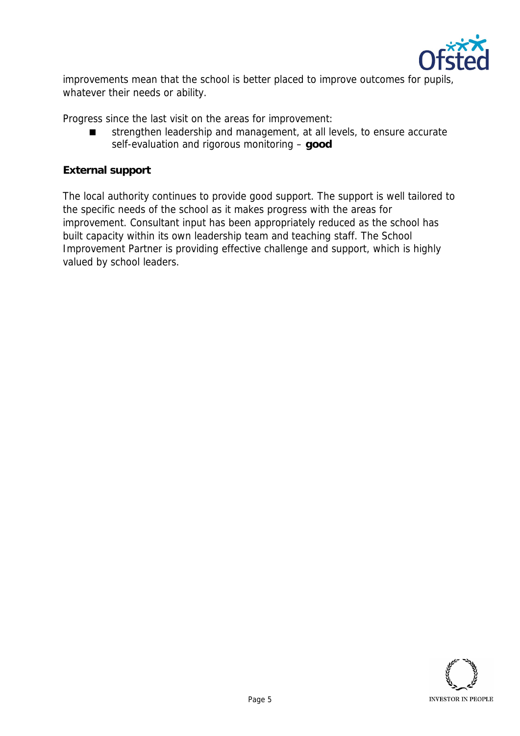improvements mean that the school is better placed to improve outcomes for pupils, whatever their needs or ability.

Progress since the last visit on the areas for improvement:

- strengthen leadership and management, at all levels, to ensure accurate self-evaluation and rigorous monitoring – **good**

**External support**

The local authority continues to provide good support. The support is well tailored to the specific needs of the school as it makes progress with the areas for improvement. Consultant input has been appropriately reduced as the school has built capacity within its own leadership team and teaching staff. The School Improvement Partner is providing effective challenge and support, which is highly valued by school leaders.